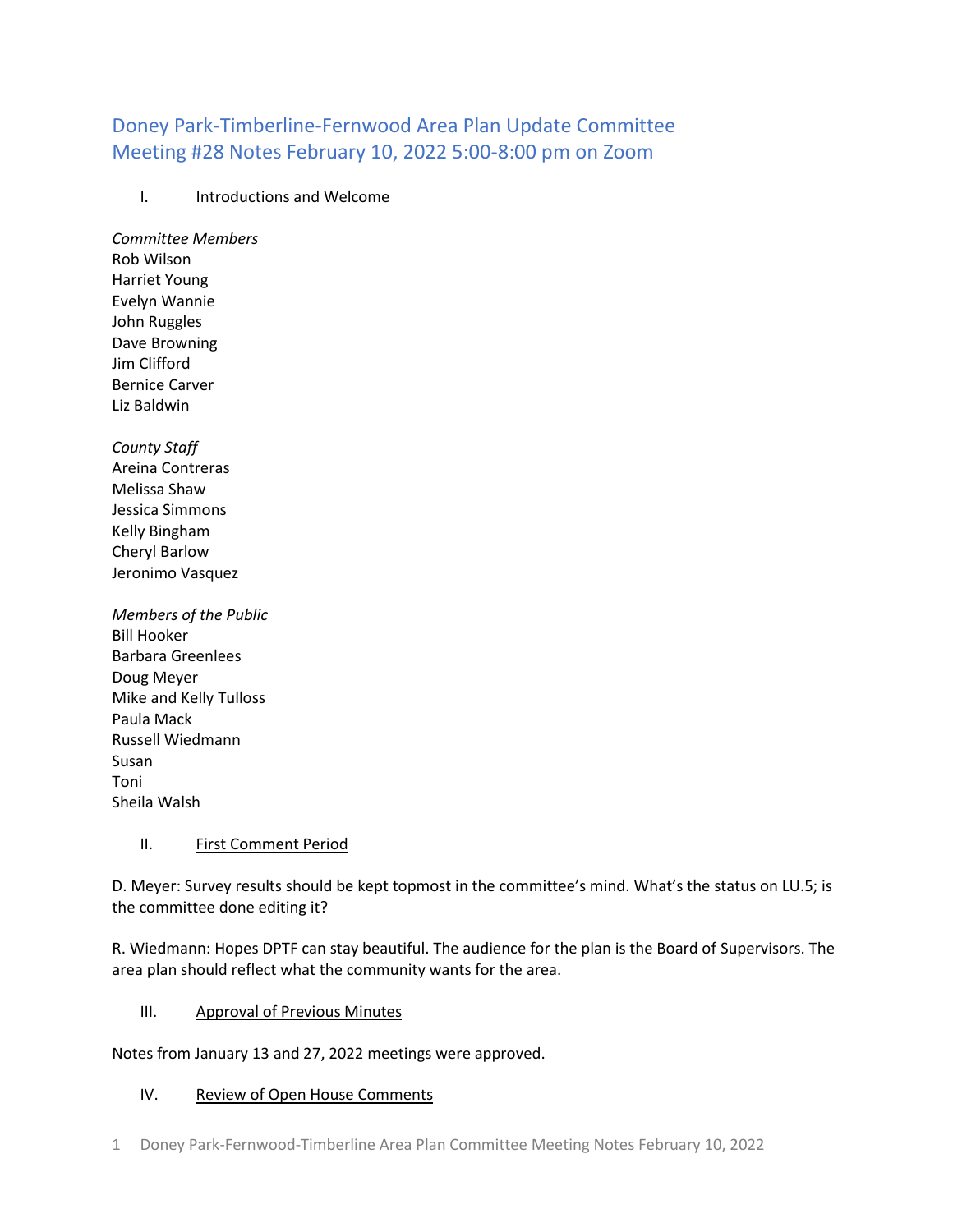# Doney Park-Timberline-Fernwood Area Plan Update Committee
# Meeting #28 Notes February 10, 2022 5:00-8:00 pm on Zoom

## I. Introductions and Welcome

*Committee Members*
Rob Wilson
Harriet Young
Evelyn Wannie
John Ruggles
Dave Browning
Jim Clifford
Bernice Carver
Liz Baldwin

*County Staff*
Areina Contreras
Melissa Shaw
Jessica Simmons
Kelly Bingham
Cheryl Barlow
Jeronimo Vasquez

*Members of the Public*
Bill Hooker
Barbara Greenlees
Doug Meyer
Mike and Kelly Tulloss
Paula Mack
Russell Wiedmann
Susan
Toni
Sheila Walsh

## II. First Comment Period

D. Meyer: Survey results should be kept topmost in the committee's mind. What's the status on LU.5; is the committee done editing it?

R. Wiedmann: Hopes DPTF can stay beautiful. The audience for the plan is the Board of Supervisors. The area plan should reflect what the community wants for the area.

## III. Approval of Previous Minutes

Notes from January 13 and 27, 2022 meetings were approved.

## IV. Review of Open House Comments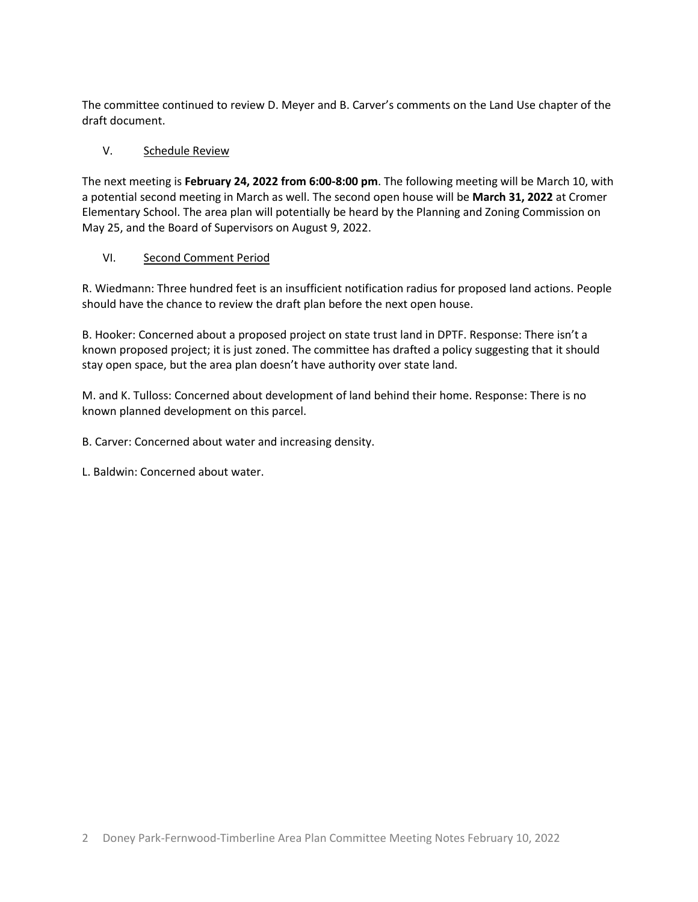The committee continued to review D. Meyer and B. Carver's comments on the Land Use chapter of the draft document.

## V. Schedule Review

The next meeting is **February 24, 2022 from 6:00-8:00 pm**. The following meeting will be March 10, with a potential second meeting in March as well. The second open house will be **March 31, 2022** at Cromer Elementary School. The area plan will potentially be heard by the Planning and Zoning Commission on May 25, and the Board of Supervisors on August 9, 2022.

## VI. Second Comment Period

R. Wiedmann: Three hundred feet is an insufficient notification radius for proposed land actions. People should have the chance to review the draft plan before the next open house.

B. Hooker: Concerned about a proposed project on state trust land in DPTF. Response: There isn't a known proposed project; it is just zoned. The committee has drafted a policy suggesting that it should stay open space, but the area plan doesn't have authority over state land.

M. and K. Tulloss: Concerned about development of land behind their home. Response: There is no known planned development on this parcel.

B. Carver: Concerned about water and increasing density.

L. Baldwin: Concerned about water.